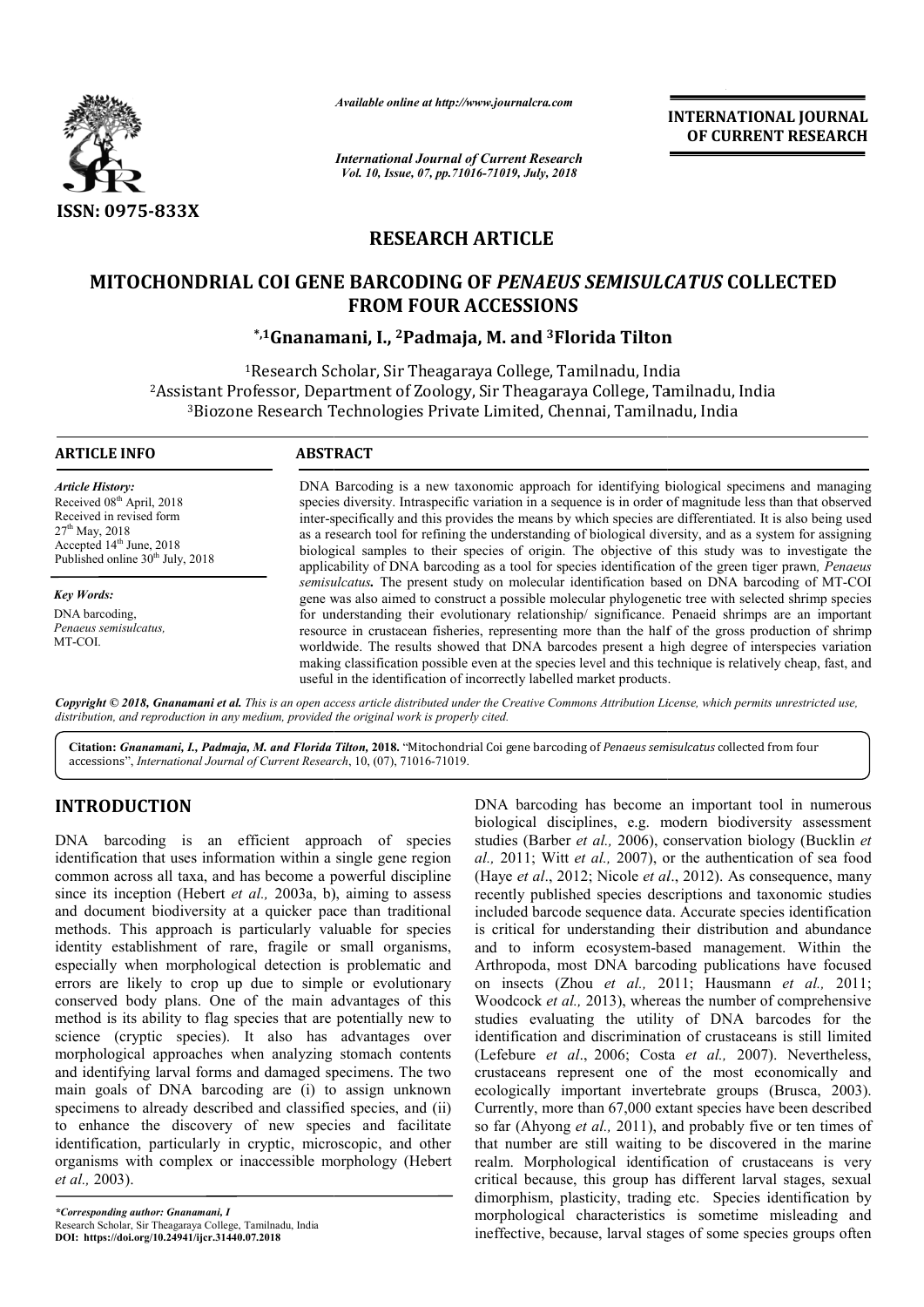ISSN: 0975-833X

*Available online at http://www.journalcra.com*

*International Journal of Current Research*
*Vol. 10, Issue, 07, pp.71016-71019, July, 2018*

**INTERNATIONAL JOURNAL OF CURRENT RESEARCH**

## RESEARCH ARTICLE

# MITOCHONDRIAL COI GENE BARCODING OF *PENAEUS SEMISULCATUS* COLLECTED FROM FOUR ACCESSIONS

**\*,[1]Gnanamani, I., [2]Padmaja, M. and [3]Florida Tilton**

[1]Research Scholar, Sir Theagaraya College, Tamilnadu, India
[2]Assistant Professor, Department of Zoology, Sir Theagaraya College, Tamilnadu, India
[3]Biozone Research Technologies Private Limited, Chennai, Tamilnadu, India

### ARTICLE INFO

*Article History:*
Received 08[th] April, 2018
Received in revised form
27[th] May, 2018
Accepted 14[th] June, 2018
Published online 30[th] July, 2018

*Key Words:*
DNA barcoding,
*Penaeus semisulcatus,*
MT-COI.

### ABSTRACT

DNA Barcoding is a new taxonomic approach for identifying biological specimens and managing species diversity. Intraspecific variation in a sequence is in order of magnitude less than that observed inter-specifically and this provides the means by which species are differentiated. It is also being used as a research tool for refining the understanding of biological diversity, and as a system for assigning biological samples to their species of origin. The objective of this study was to investigate the applicability of DNA barcoding as a tool for species identification of the green tiger prawn, *Penaeus semisulcatus.* The present study on molecular identification based on DNA barcoding of MT-COI gene was also aimed to construct a possible molecular phylogenetic tree with selected shrimp species for understanding their evolutionary relationship/ significance. Penaeid shrimps are an important resource in crustacean fisheries, representing more than the half of the gross production of shrimp worldwide. The results showed that DNA barcodes present a high degree of interspecies variation making classification possible even at the species level and this technique is relatively cheap, fast, and useful in the identification of incorrectly labelled market products.

*Copyright © 2018, Gnanamani et al. This is an open access article distributed under the Creative Commons Attribution License, which permits unrestricted use, distribution, and reproduction in any medium, provided the original work is properly cited.*

**Citation:** *Gnanamani, I., Padmaja, M. and Florida Tilton,* **2018.** "Mitochondrial Coi gene barcoding of *Penaeus semisulcatus* collected from four accessions", *International Journal of Current Research*, 10, (07), 71016-71019.

## INTRODUCTION

DNA barcoding is an efficient approach of species identification that uses information within a single gene region common across all taxa, and has become a powerful discipline since its inception (Hebert *et al.,* 2003a, b), aiming to assess and document biodiversity at a quicker pace than traditional methods. This approach is particularly valuable for species identity establishment of rare, fragile or small organisms, especially when morphological detection is problematic and errors are likely to crop up due to simple or evolutionary conserved body plans. One of the main advantages of this method is its ability to flag species that are potentially new to science (cryptic species). It also has advantages over morphological approaches when analyzing stomach contents and identifying larval forms and damaged specimens. The two main goals of DNA barcoding are (i) to assign unknown specimens to already described and classified species, and (ii) to enhance the discovery of new species and facilitate identification, particularly in cryptic, microscopic, and other organisms with complex or inaccessible morphology (Hebert *et al.,* 2003).

DNA barcoding has become an important tool in numerous biological disciplines, e.g. modern biodiversity assessment studies (Barber *et al.,* 2006), conservation biology (Bucklin *et al.,* 2011; Witt *et al.,* 2007), or the authentication of sea food (Haye *et al*., 2012; Nicole *et al*., 2012). As consequence, many recently published species descriptions and taxonomic studies included barcode sequence data. Accurate species identification is critical for understanding their distribution and abundance and to inform ecosystem-based management. Within the Arthropoda, most DNA barcoding publications have focused on insects (Zhou *et al.,* 2011; Hausmann *et al.,* 2011; Woodcock *et al.,* 2013), whereas the number of comprehensive studies evaluating the utility of DNA barcodes for the identification and discrimination of crustaceans is still limited (Lefebure *et al*., 2006; Costa *et al.,* 2007). Nevertheless, crustaceans represent one of the most economically and ecologically important invertebrate groups (Brusca, 2003). Currently, more than 67,000 extant species have been described so far (Ahyong *et al.,* 2011), and probably five or ten times of that number are still waiting to be discovered in the marine realm. Morphological identification of crustaceans is very critical because, this group has different larval stages, sexual dimorphism, plasticity, trading etc. Species identification by morphological characteristics is sometime misleading and ineffective, because, larval stages of some species groups often

*\*Corresponding author: Gnanamani, I*
Research Scholar, Sir Theagaraya College, Tamilnadu, India
**DOI: https://doi.org/10.24941/ijcr.31440.07.2018**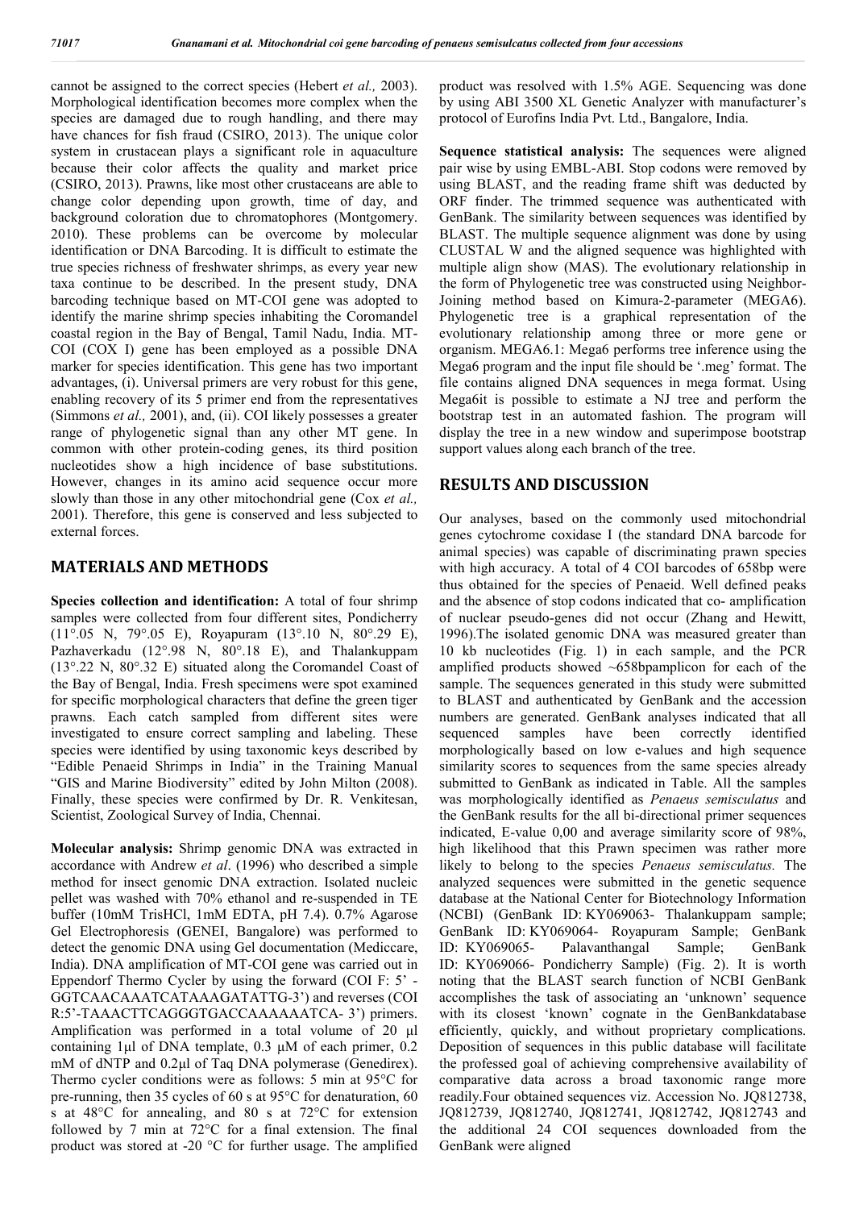cannot be assigned to the correct species (Hebert *et al.,* 2003). Morphological identification becomes more complex when the species are damaged due to rough handling, and there may have chances for fish fraud (CSIRO, 2013). The unique color system in crustacean plays a significant role in aquaculture because their color affects the quality and market price (CSIRO, 2013). Prawns, like most other crustaceans are able to change color depending upon growth, time of day, and background coloration due to chromatophores (Montgomery. 2010). These problems can be overcome by molecular identification or DNA Barcoding. It is difficult to estimate the true species richness of freshwater shrimps, as every year new taxa continue to be described. In the present study, DNA barcoding technique based on MT-COI gene was adopted to identify the marine shrimp species inhabiting the Coromandel coastal region in the Bay of Bengal, Tamil Nadu, India. MT-COI (COX I) gene has been employed as a possible DNA marker for species identification. This gene has two important advantages, (i). Universal primers are very robust for this gene, enabling recovery of its 5 primer end from the representatives (Simmons *et al.,* 2001), and, (ii). COI likely possesses a greater range of phylogenetic signal than any other MT gene. In common with other protein-coding genes, its third position nucleotides show a high incidence of base substitutions. However, changes in its amino acid sequence occur more slowly than those in any other mitochondrial gene (Cox *et al.,* 2001). Therefore, this gene is conserved and less subjected to external forces.

## MATERIALS AND METHODS

**Species collection and identification:** A total of four shrimp samples were collected from four different sites, Pondicherry (11°.05 N, 79°.05 E), Royapuram (13°.10 N, 80°.29 E), Pazhaverkadu (12°.98 N, 80°.18 E), and Thalankuppam (13°.22 N, 80°.32 E) situated along the Coromandel Coast of the Bay of Bengal, India. Fresh specimens were spot examined for specific morphological characters that define the green tiger prawns. Each catch sampled from different sites were investigated to ensure correct sampling and labeling. These species were identified by using taxonomic keys described by "Edible Penaeid Shrimps in India" in the Training Manual "GIS and Marine Biodiversity" edited by John Milton (2008). Finally, these species were confirmed by Dr. R. Venkitesan, Scientist, Zoological Survey of India, Chennai.

**Molecular analysis:** Shrimp genomic DNA was extracted in accordance with Andrew *et al*. (1996) who described a simple method for insect genomic DNA extraction. Isolated nucleic pellet was washed with 70% ethanol and re-suspended in TE buffer (10mM TrisHCl, 1mM EDTA, pH 7.4). 0.7% Agarose Gel Electrophoresis (GENEI, Bangalore) was performed to detect the genomic DNA using Gel documentation (Mediccare, India). DNA amplification of MT-COI gene was carried out in Eppendorf Thermo Cycler by using the forward (COI F: 5' - GGTCAACAAATCATAAAGATATTG-3') and reverses (COI R:5'-TAAACTTCAGGGTGACCAAAAAATCA- 3') primers. Amplification was performed in a total volume of 20 µl containing 1µl of DNA template, 0.3 µM of each primer, 0.2 mM of dNTP and 0.2µl of Taq DNA polymerase (Genedirex). Thermo cycler conditions were as follows: 5 min at 95°C for pre-running, then 35 cycles of 60 s at 95°C for denaturation, 60 s at 48°C for annealing, and 80 s at 72°C for extension followed by 7 min at 72°C for a final extension. The final product was stored at -20 °C for further usage. The amplified product was resolved with 1.5% AGE. Sequencing was done by using ABI 3500 XL Genetic Analyzer with manufacturer's protocol of Eurofins India Pvt. Ltd., Bangalore, India.

**Sequence statistical analysis:** The sequences were aligned pair wise by using EMBL-ABI. Stop codons were removed by using BLAST, and the reading frame shift was deducted by ORF finder. The trimmed sequence was authenticated with GenBank. The similarity between sequences was identified by BLAST. The multiple sequence alignment was done by using CLUSTAL W and the aligned sequence was highlighted with multiple align show (MAS). The evolutionary relationship in the form of Phylogenetic tree was constructed using Neighbor-Joining method based on Kimura-2-parameter (MEGA6). Phylogenetic tree is a graphical representation of the evolutionary relationship among three or more gene or organism. MEGA6.1: Mega6 performs tree inference using the Mega6 program and the input file should be '.meg' format. The file contains aligned DNA sequences in mega format. Using Mega6it is possible to estimate a NJ tree and perform the bootstrap test in an automated fashion. The program will display the tree in a new window and superimpose bootstrap support values along each branch of the tree.

## RESULTS AND DISCUSSION

Our analyses, based on the commonly used mitochondrial genes cytochrome coxidase I (the standard DNA barcode for animal species) was capable of discriminating prawn species with high accuracy. A total of 4 COI barcodes of 658bp were thus obtained for the species of Penaeid. Well defined peaks and the absence of stop codons indicated that co- amplification of nuclear pseudo-genes did not occur (Zhang and Hewitt, 1996).The isolated genomic DNA was measured greater than 10 kb nucleotides (Fig. 1) in each sample, and the PCR amplified products showed ~658bpamplicon for each of the sample. The sequences generated in this study were submitted to BLAST and authenticated by GenBank and the accession numbers are generated. GenBank analyses indicated that all sequenced samples have been correctly identified morphologically based on low e-values and high sequence similarity scores to sequences from the same species already submitted to GenBank as indicated in Table. All the samples was morphologically identified as *Penaeus semisculatus* and the GenBank results for the all bi-directional primer sequences indicated, E-value 0,00 and average similarity score of 98%, high likelihood that this Prawn specimen was rather more likely to belong to the species *Penaeus semisculatus.* The analyzed sequences were submitted in the genetic sequence database at the National Center for Biotechnology Information (NCBI) (GenBank ID: KY069063- Thalankuppam sample; GenBank ID: KY069064- Royapuram Sample; GenBank ID: KY069065- Palavanthangal Sample; GenBank ID: KY069066- Pondicherry Sample) (Fig. 2). It is worth noting that the BLAST search function of NCBI GenBank accomplishes the task of associating an 'unknown' sequence with its closest 'known' cognate in the GenBankdatabase efficiently, quickly, and without proprietary complications. Deposition of sequences in this public database will facilitate the professed goal of achieving comprehensive availability of comparative data across a broad taxonomic range more readily.Four obtained sequences viz. Accession No. JQ812738, JQ812739, JQ812740, JQ812741, JQ812742, JQ812743 and the additional 24 COI sequences downloaded from the GenBank were aligned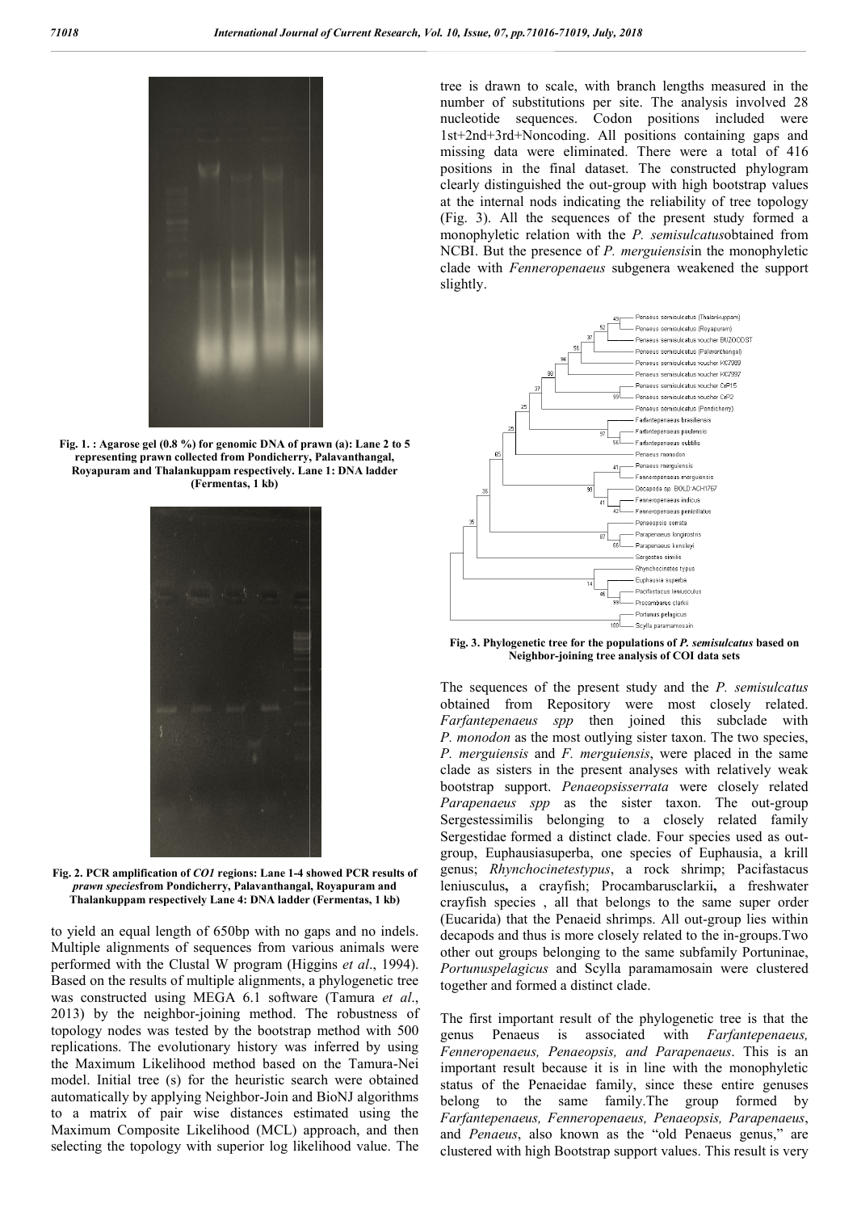Fig. 1. : Agarose gel (0.8 %) for genomic DNA of prawn (a): Lane 2 to 5 representing prawn collected from Pondicherry, Palavanthangal, Royapuram and Thalankuppam respectively. Lane 1: DNA ladder (Fermentas, 1 kb)

Fig. 2. PCR amplification of *COI* regions: Lane 1-4 showed PCR results of *prawn species*from Pondicherry, Palavanthangal, Royapuram and Thalankuppam respectively Lane 4: DNA ladder (Fermentas, 1 kb)

to yield an equal length of 650bp with no gaps and no indels. Multiple alignments of sequences from various animals were performed with the Clustal W program (Higgins *et al*., 1994). Based on the results of multiple alignments, a phylogenetic tree was constructed using MEGA 6.1 software (Tamura *et al*., 2013) by the neighbor-joining method. The robustness of topology nodes was tested by the bootstrap method with 500 replications. The evolutionary history was inferred by using the Maximum Likelihood method based on the Tamura-Nei model. Initial tree (s) for the heuristic search were obtained automatically by applying Neighbor-Join and BioNJ algorithms to a matrix of pair wise distances estimated using the Maximum Composite Likelihood (MCL) approach, and then selecting the topology with superior log likelihood value. The tree is drawn to scale, with branch lengths measured in the number of substitutions per site. The analysis involved 28 nucleotide sequences. Codon positions included were 1st+2nd+3rd+Noncoding. All positions containing gaps and missing data were eliminated. There were a total of 416 positions in the final dataset. The constructed phylogram clearly distinguished the out-group with high bootstrap values at the internal nods indicating the reliability of tree topology (Fig. 3). All the sequences of the present study formed a monophyletic relation with the *P. semisulcatus*obtained from NCBI. But the presence of *P. merguiensis*in the monophyletic clade with *Fenneropenaeus* subgenera weakened the support slightly.

Fig. 3. Phylogenetic tree for the populations of *P. semisulcatus* based on Neighbor-joining tree analysis of COI data sets

The sequences of the present study and the *P. semisulcatus* obtained from Repository were most closely related. *Farfantepenaeus spp* then joined this subclade with *P. monodon* as the most outlying sister taxon. The two species, *P. merguiensis* and *F. merguiensis*, were placed in the same clade as sisters in the present analyses with relatively weak bootstrap support. *Penaeopsisserrata* were closely related *Parapenaeus spp* as the sister taxon. The out-group Sergestessimilis belonging to a closely related family Sergestidae formed a distinct clade. Four species used as out-group, Euphausiasuperba, one species of Euphausia, a krill genus; *Rhynchocinetestypus*, a rock shrimp; Pacifastacus leniusculus**,** a crayfish; Procambarusclarkii**,** a freshwater crayfish species , all that belongs to the same super order (Eucarida) that the Penaeid shrimps. All out-group lies within decapods and thus is more closely related to the in-groups.Two other out groups belonging to the same subfamily Portuninae, *Portunuspelagicus* and Scylla paramamosain were clustered together and formed a distinct clade.

The first important result of the phylogenetic tree is that the genus Penaeus is associated with *Farfantepenaeus, Fenneropenaeus, Penaeopsis, and Parapenaeus*. This is an important result because it is in line with the monophyletic status of the Penaeidae family, since these entire genuses belong to the same family.The group formed by *Farfantepenaeus, Fenneropenaeus, Penaeopsis, Parapenaeus*, and *Penaeus*, also known as the "old Penaeus genus," are clustered with high Bootstrap support values. This result is very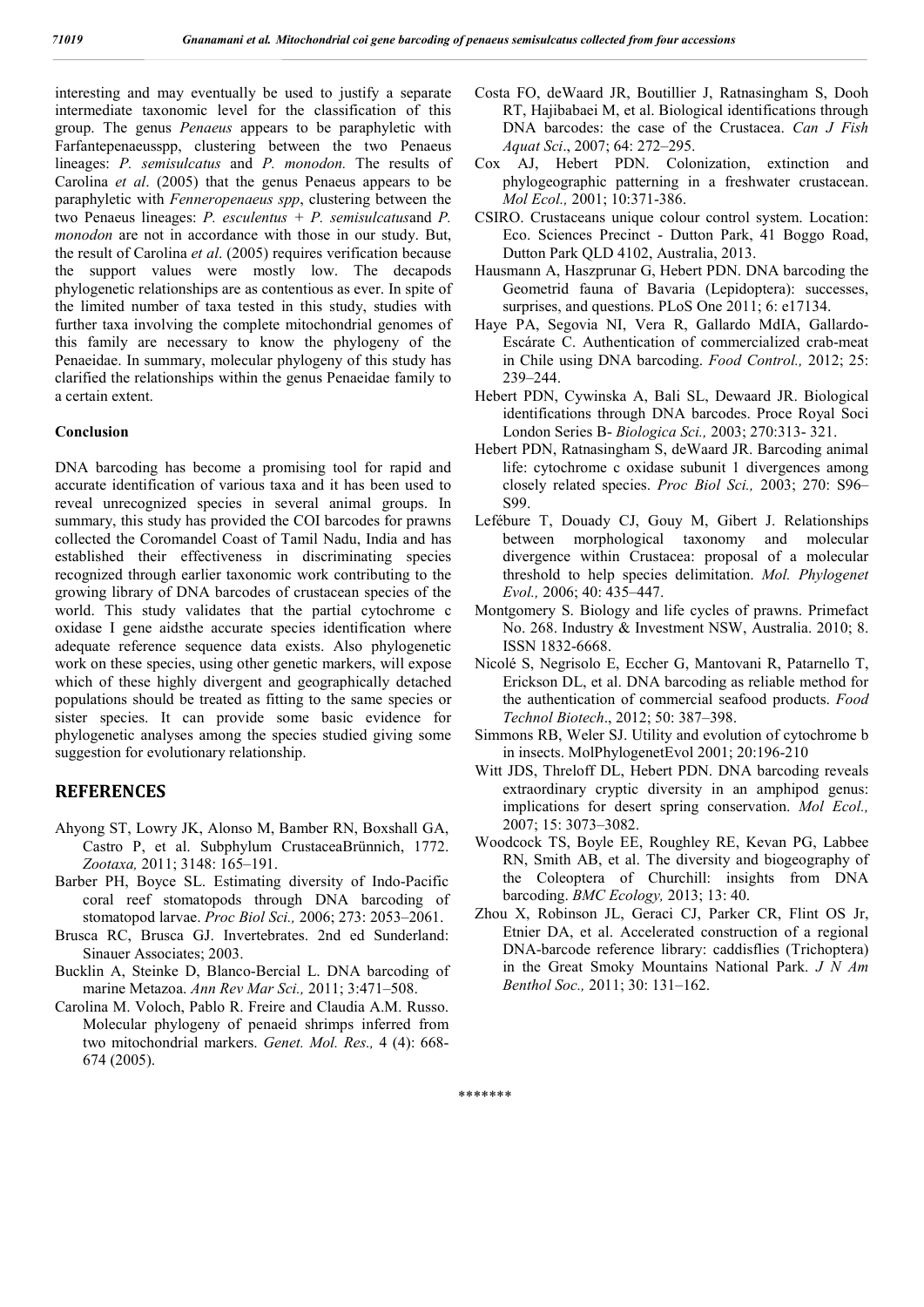interesting and may eventually be used to justify a separate intermediate taxonomic level for the classification of this group. The genus *Penaeus* appears to be paraphyletic with Farfantepenaeusspp, clustering between the two Penaeus lineages: *P. semisulcatus* and *P. monodon.* The results of Carolina *et al*. (2005) that the genus Penaeus appears to be paraphyletic with *Fenneropenaeus spp*, clustering between the two Penaeus lineages: *P. esculentus* + *P. semisulcatus*and *P. monodon* are not in accordance with those in our study. But, the result of Carolina *et al*. (2005) requires verification because the support values were mostly low. The decapods phylogenetic relationships are as contentious as ever. In spite of the limited number of taxa tested in this study, studies with further taxa involving the complete mitochondrial genomes of this family are necessary to know the phylogeny of the Penaeidae. In summary, molecular phylogeny of this study has clarified the relationships within the genus Penaeidae family to a certain extent.

## Conclusion

DNA barcoding has become a promising tool for rapid and accurate identification of various taxa and it has been used to reveal unrecognized species in several animal groups. In summary, this study has provided the COI barcodes for prawns collected the Coromandel Coast of Tamil Nadu, India and has established their effectiveness in discriminating species recognized through earlier taxonomic work contributing to the growing library of DNA barcodes of crustacean species of the world. This study validates that the partial cytochrome c oxidase I gene aidsthe accurate species identification where adequate reference sequence data exists. Also phylogenetic work on these species, using other genetic markers, will expose which of these highly divergent and geographically detached populations should be treated as fitting to the same species or sister species. It can provide some basic evidence for phylogenetic analyses among the species studied giving some suggestion for evolutionary relationship.

## REFERENCES

Ahyong ST, Lowry JK, Alonso M, Bamber RN, Boxshall GA, Castro P, et al. Subphylum CrustaceaBrünnich, 1772. *Zootaxa,* 2011; 3148: 165–191.

Barber PH, Boyce SL. Estimating diversity of Indo-Pacific coral reef stomatopods through DNA barcoding of stomatopod larvae. *Proc Biol Sci.,* 2006; 273: 2053–2061.

Brusca RC, Brusca GJ. Invertebrates. 2nd ed Sunderland: Sinauer Associates; 2003.

Bucklin A, Steinke D, Blanco-Bercial L. DNA barcoding of marine Metazoa. *Ann Rev Mar Sci.,* 2011; 3:471–508.

Carolina M. Voloch, Pablo R. Freire and Claudia A.M. Russo. Molecular phylogeny of penaeid shrimps inferred from two mitochondrial markers. *Genet. Mol. Res.,* 4 (4): 668-674 (2005).

Costa FO, deWaard JR, Boutillier J, Ratnasingham S, Dooh RT, Hajibabaei M, et al. Biological identifications through DNA barcodes: the case of the Crustacea. *Can J Fish Aquat Sci*., 2007; 64: 272–295.

Cox AJ, Hebert PDN. Colonization, extinction and phylogeographic patterning in a freshwater crustacean. *Mol Ecol.,* 2001; 10:371-386.

CSIRO. Crustaceans unique colour control system. Location: Eco. Sciences Precinct - Dutton Park, 41 Boggo Road, Dutton Park QLD 4102, Australia, 2013.

Hausmann A, Haszprunar G, Hebert PDN. DNA barcoding the Geometrid fauna of Bavaria (Lepidoptera): successes, surprises, and questions. PLoS One 2011; 6: e17134.

Haye PA, Segovia NI, Vera R, Gallardo MdIA, Gallardo-Escárate C. Authentication of commercialized crab-meat in Chile using DNA barcoding. *Food Control.,* 2012; 25: 239–244.

Hebert PDN, Cywinska A, Bali SL, Dewaard JR. Biological identifications through DNA barcodes. Proce Royal Soci London Series B- *Biologica Sci.,* 2003; 270:313- 321.

Hebert PDN, Ratnasingham S, deWaard JR. Barcoding animal life: cytochrome c oxidase subunit 1 divergences among closely related species. *Proc Biol Sci.,* 2003; 270: S96–S99.

Lefébure T, Douady CJ, Gouy M, Gibert J. Relationships between morphological taxonomy and molecular divergence within Crustacea: proposal of a molecular threshold to help species delimitation. *Mol. Phylogenet Evol.,* 2006; 40: 435–447.

Montgomery S. Biology and life cycles of prawns. Primefact No. 268. Industry & Investment NSW, Australia. 2010; 8. ISSN 1832-6668.

Nicolé S, Negrisolo E, Eccher G, Mantovani R, Patarnello T, Erickson DL, et al. DNA barcoding as reliable method for the authentication of commercial seafood products. *Food Technol Biotech*., 2012; 50: 387–398.

Simmons RB, Weler SJ. Utility and evolution of cytochrome b in insects. MolPhylogenetEvol 2001; 20:196-210

Witt JDS, Threloff DL, Hebert PDN. DNA barcoding reveals extraordinary cryptic diversity in an amphipod genus: implications for desert spring conservation. *Mol Ecol.,* 2007; 15: 3073–3082.

Woodcock TS, Boyle EE, Roughley RE, Kevan PG, Labbee RN, Smith AB, et al. The diversity and biogeography of the Coleoptera of Churchill: insights from DNA barcoding. *BMC Ecology,* 2013; 13: 40.

Zhou X, Robinson JL, Geraci CJ, Parker CR, Flint OS Jr, Etnier DA, et al. Accelerated construction of a regional DNA-barcode reference library: caddisflies (Trichoptera) in the Great Smoky Mountains National Park. *J N Am Benthol Soc.,* 2011; 30: 131–162.

\*\*\*\*\*\*\*